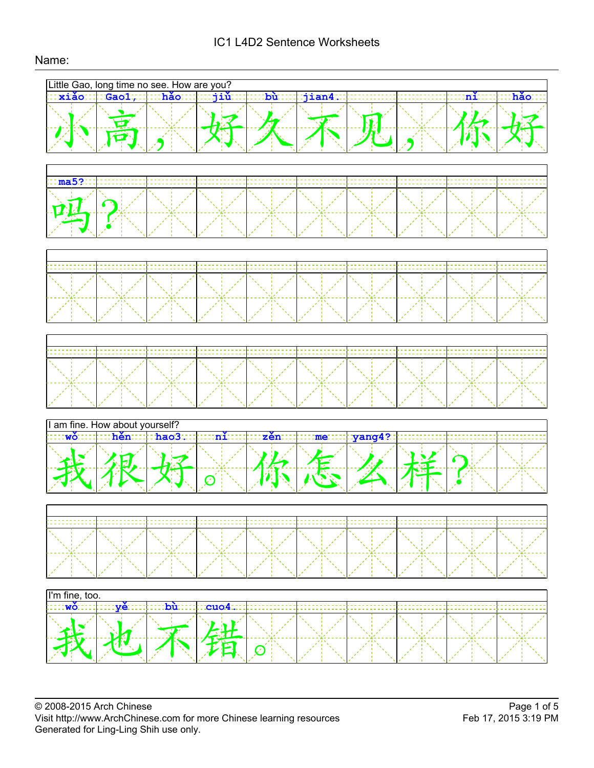# IC1 L4D2 Sentence Worksheets

Name:

Little Gao, long time no see. How are you?

xiǎo Gao1, hǎo jiǔ bù jian4. nǐ hǎo ma5?

小高，好久不见，你好吗？

I am fine. How about yourself?

wǒ hěn hao3. nǐ zěn me yang4?

我很好。你怎么样？

I'm fine, too.

wǒ yě bù cuo4.

我也不错。

© 2008-2015 Arch Chinese
Visit http://www.ArchChinese.com for more Chinese learning resources
Generated for Ling-Ling Shih use only.

Feb 17, 2015 3:19 PM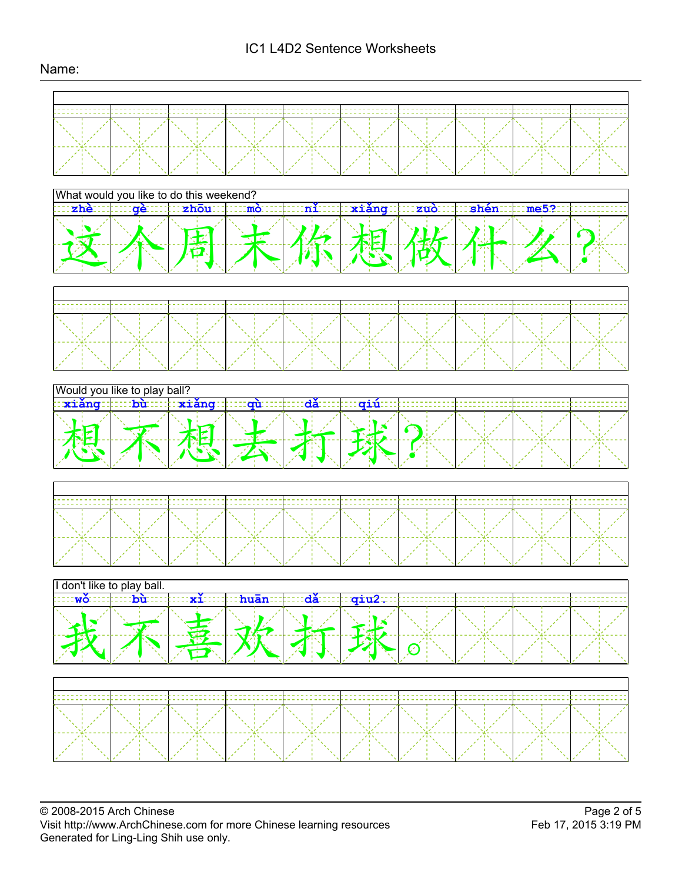IC1 L4D2 Sentence Worksheets

Name:

What would you like to do this weekend?

| zhè | gè | zhōu | mò | nǐ | xiǎng | zuò | shén | me5? | |
|---|---|---|---|---|---|---|---|---|---|
| 这 | 个 | 周 | 末 | 你 | 想 | 做 | 什 | 么 | ？ |

Would you like to play ball?

| xiǎng | bù | xiǎng | qù | dǎ | qiú | | | | |
|---|---|---|---|---|---|---|---|---|---|
| 想 | 不 | 想 | 去 | 打 | 球 | ？ | | | |

I don't like to play ball.

| wǒ | bù | xǐ | huān | dǎ | qiu2. | | | | |
|---|---|---|---|---|---|---|---|---|---|
| 我 | 不 | 喜 | 欢 | 打 | 球 | 。 | | | |

© 2008-2015 Arch Chinese
Visit http://www.ArchChinese.com for more Chinese learning resources
Generated for Ling-Ling Shih use only.

Feb 17, 2015 3:19 PM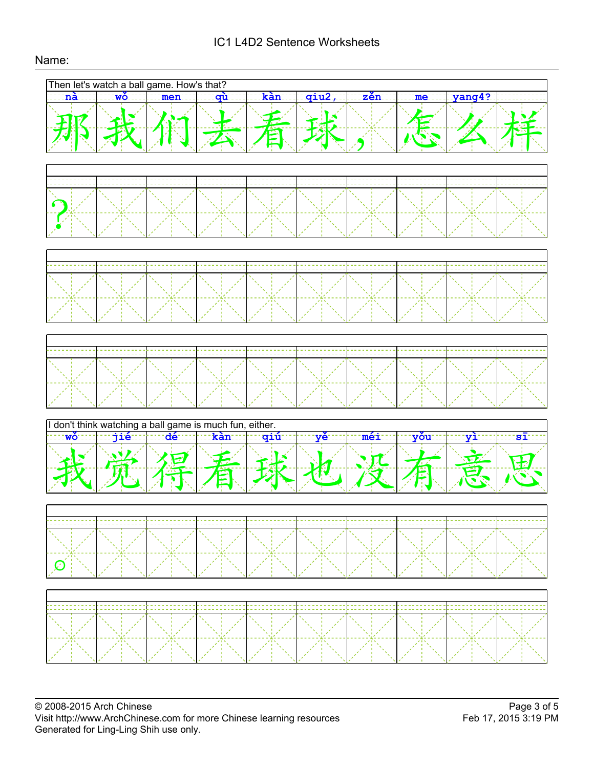# IC1 L4D2 Sentence Worksheets

Name:

Then let's watch a ball game. How's that?

| nà | wǒ | men | qù | kàn | qiu2, | zěn | me | yang4? | |
|---|---|---|---|---|---|---|---|---|---|
| 那 | 我 | 们 | 去 | 看 | 球， | | 怎 | 么 | 样 |
| ？ | | | | | | | | | |

I don't think watching a ball game is much fun, either.

| wǒ | jié | dé | kàn | qiú | yě | méi | yǒu | yì | sī |
|---|---|---|---|---|---|---|---|---|---|
| 我 | 觉 | 得 | 看 | 球 | 也 | 没 | 有 | 意 | 思 |
| 。 | | | | | | | | | |

© 2008-2015 Arch Chinese
Visit http://www.ArchChinese.com for more Chinese learning resources
Generated for Ling-Ling Shih use only.

Feb 17, 2015 3:19 PM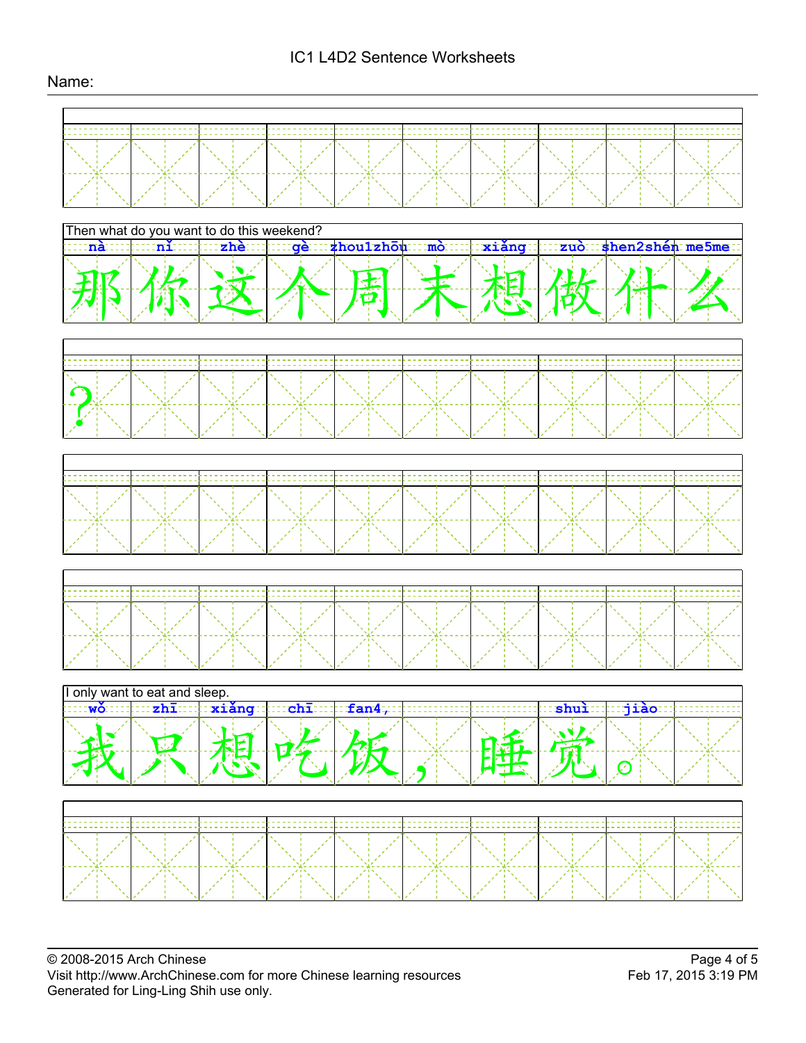IC1 L4D2 Sentence Worksheets

Name:

Then what do you want to do this weekend?

| nà | nǐ | zhè | gè | zhou1zhōu | mò | xiǎng | zuò | shen2shén | me5me |
|---|---|---|---|---|---|---|---|---|---|
| 那 | 你 | 这 | 个 | 周 | 末 | 想 | 做 | 什 | 么 |
| ? | | | | | | | | | |

I only want to eat and sleep.

| wǒ | zhī | xiǎng | chī | fan4, | | | shuì | jiào | |
|---|---|---|---|---|---|---|---|---|---|
| 我 | 只 | 想 | 吃 | 饭 | ， | | 睡 | 觉 | 。 |

© 2008-2015 Arch Chinese
Visit http://www.ArchChinese.com for more Chinese learning resources
Generated for Ling-Ling Shih use only.
Feb 17, 2015 3:19 PM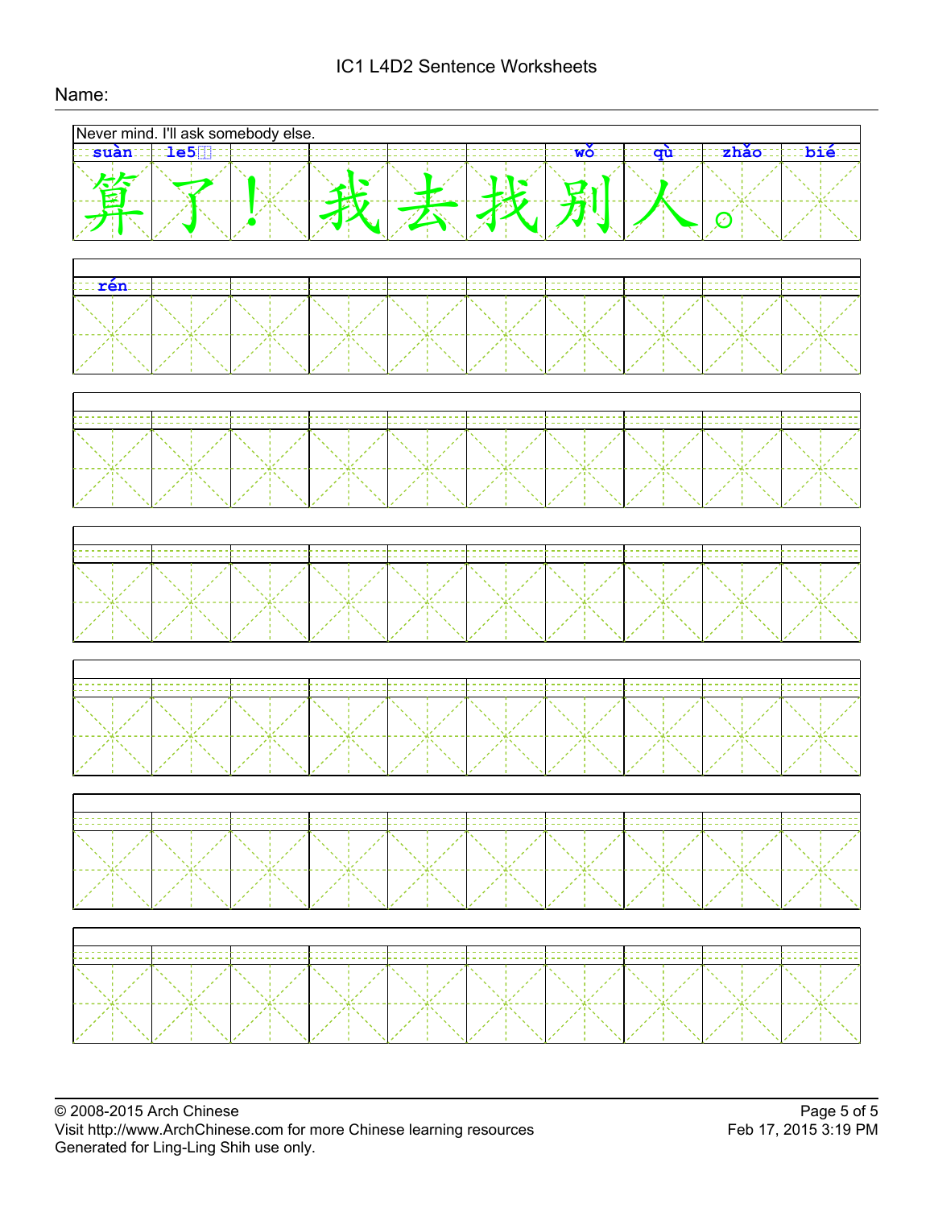IC1 L4D2 Sentence Worksheets

Name:

Never mind. I'll ask somebody else.

| suàn | le5 | | | | | wǒ | qù | zhǎo | bié |
| --- | --- | --- | --- | --- | --- | --- | --- | --- | --- |
| 算 | 了 | ！ | 我 | 去 | 找 | 别 | 人 | 。 | |

| rén | | | | | | | | | |
| --- | --- | --- | --- | --- | --- | --- | --- | --- | --- |
| | | | | | | | | | |

© 2008-2015 Arch Chinese
Visit http://www.ArchChinese.com for more Chinese learning resources
Generated for Ling-Ling Shih use only.

Feb 17, 2015 3:19 PM